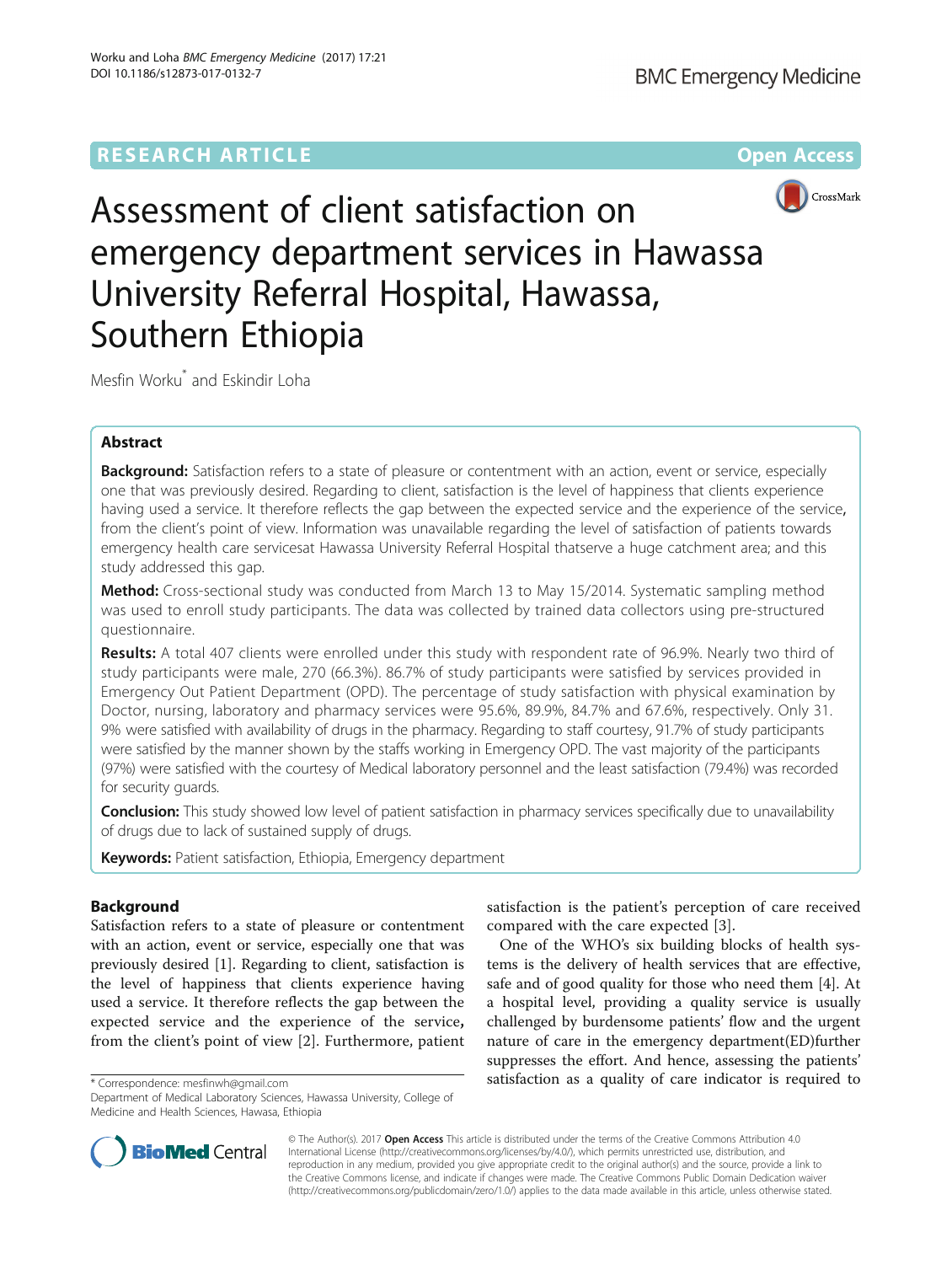# Assessment of client satisfaction on emergency department services in Hawassa University Referral Hospital, Hawassa, Southern Ethiopia

Mesfin Worku* and Eskindir Loha

## Abstract

**Background:** Satisfaction refers to a state of pleasure or contentment with an action, event or service, especially one that was previously desired. Regarding to client, satisfaction is the level of happiness that clients experience having used a service. It therefore reflects the gap between the expected service and the experience of the service, from the client's point of view. Information was unavailable regarding the level of satisfaction of patients towards emergency health care servicesat Hawassa University Referral Hospital thatserve a huge catchment area; and this study addressed this gap.

**Method:** Cross-sectional study was conducted from March 13 to May 15/2014. Systematic sampling method was used to enroll study participants. The data was collected by trained data collectors using pre-structured questionnaire.

**Results:** A total 407 clients were enrolled under this study with respondent rate of 96.9%. Nearly two third of study participants were male, 270 (66.3%). 86.7% of study participants were satisfied by services provided in Emergency Out Patient Department (OPD). The percentage of study satisfaction with physical examination by Doctor, nursing, laboratory and pharmacy services were 95.6%, 89.9%, 84.7% and 67.6%, respectively. Only 31.9% were satisfied with availability of drugs in the pharmacy. Regarding to staff courtesy, 91.7% of study participants were satisfied by the manner shown by the staffs working in Emergency OPD. The vast majority of the participants (97%) were satisfied with the courtesy of Medical laboratory personnel and the least satisfaction (79.4%) was recorded for security guards.

**Conclusion:** This study showed low level of patient satisfaction in pharmacy services specifically due to unavailability of drugs due to lack of sustained supply of drugs.

**Keywords:** Patient satisfaction, Ethiopia, Emergency department

## Background

Satisfaction refers to a state of pleasure or contentment with an action, event or service, especially one that was previously desired [1]. Regarding to client, satisfaction is the level of happiness that clients experience having used a service. It therefore reflects the gap between the expected service and the experience of the service, from the client's point of view [2]. Furthermore, patient satisfaction is the patient's perception of care received compared with the care expected [3].

One of the WHO's six building blocks of health systems is the delivery of health services that are effective, safe and of good quality for those who need them [4]. At a hospital level, providing a quality service is usually challenged by burdensome patients' flow and the urgent nature of care in the emergency department(ED)further suppresses the effort. And hence, assessing the patients' satisfaction as a quality of care indicator is required to

\* Correspondence: mesfinwh@gmail.com

Department of Medical Laboratory Sciences, Hawassa University, College of Medicine and Health Sciences, Hawasa, Ethiopia

© The Author(s). 2017 **Open Access** This article is distributed under the terms of the Creative Commons Attribution 4.0 International License (http://creativecommons.org/licenses/by/4.0/), which permits unrestricted use, distribution, and reproduction in any medium, provided you give appropriate credit to the original author(s) and the source, provide a link to the Creative Commons license, and indicate if changes were made. The Creative Commons Public Domain Dedication waiver (http://creativecommons.org/publicdomain/zero/1.0/) applies to the data made available in this article, unless otherwise stated.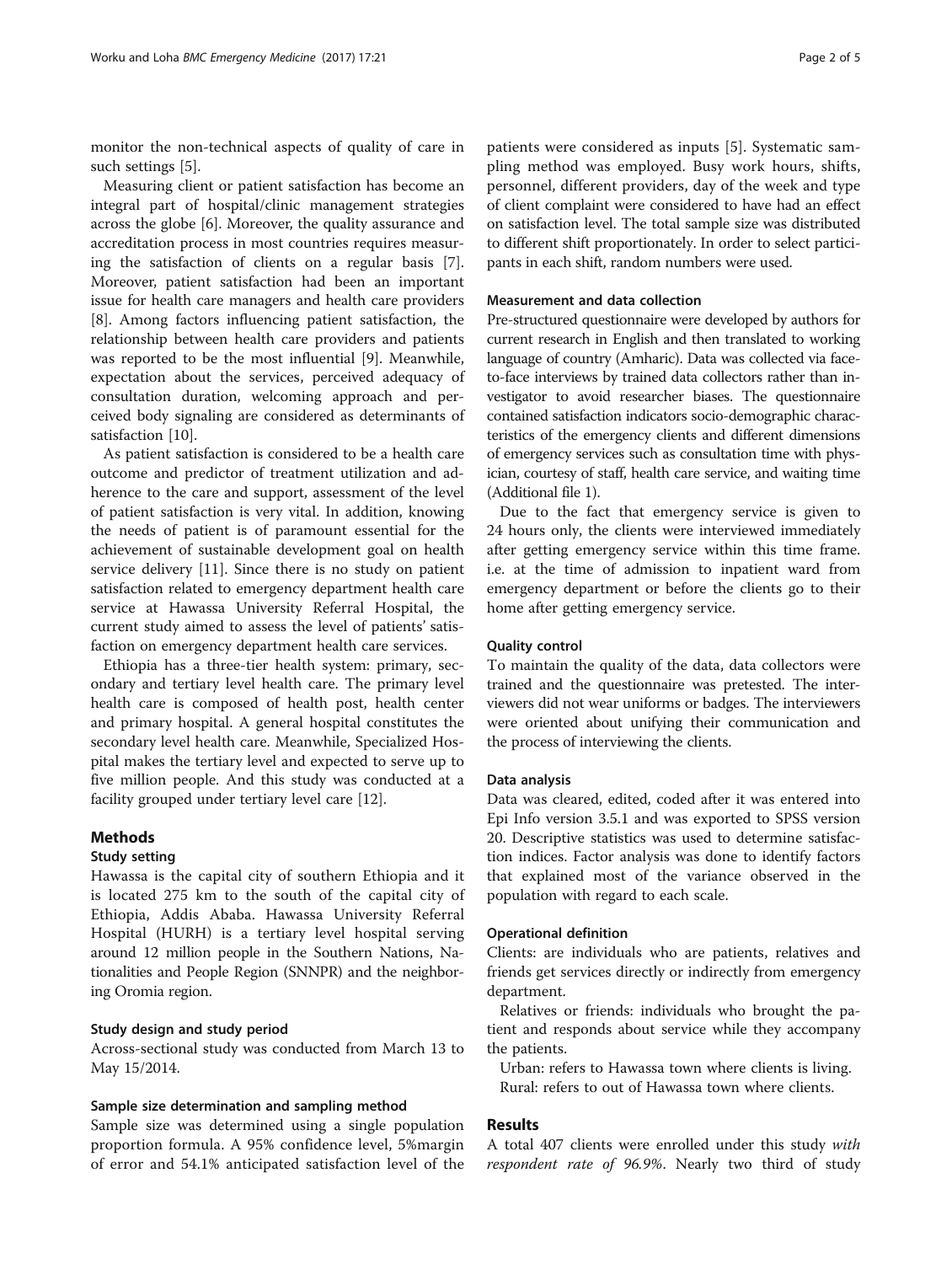monitor the non-technical aspects of quality of care in such settings [5].

Measuring client or patient satisfaction has become an integral part of hospital/clinic management strategies across the globe [6]. Moreover, the quality assurance and accreditation process in most countries requires measuring the satisfaction of clients on a regular basis [7]. Moreover, patient satisfaction had been an important issue for health care managers and health care providers [8]. Among factors influencing patient satisfaction, the relationship between health care providers and patients was reported to be the most influential [9]. Meanwhile, expectation about the services, perceived adequacy of consultation duration, welcoming approach and perceived body signaling are considered as determinants of satisfaction [10].

As patient satisfaction is considered to be a health care outcome and predictor of treatment utilization and adherence to the care and support, assessment of the level of patient satisfaction is very vital. In addition, knowing the needs of patient is of paramount essential for the achievement of sustainable development goal on health service delivery [11]. Since there is no study on patient satisfaction related to emergency department health care service at Hawassa University Referral Hospital, the current study aimed to assess the level of patients' satisfaction on emergency department health care services.

Ethiopia has a three-tier health system: primary, secondary and tertiary level health care. The primary level health care is composed of health post, health center and primary hospital. A general hospital constitutes the secondary level health care. Meanwhile, Specialized Hospital makes the tertiary level and expected to serve up to five million people. And this study was conducted at a facility grouped under tertiary level care [12].

## Methods

### Study setting

Hawassa is the capital city of southern Ethiopia and it is located 275 km to the south of the capital city of Ethiopia, Addis Ababa. Hawassa University Referral Hospital (HURH) is a tertiary level hospital serving around 12 million people in the Southern Nations, Nationalities and People Region (SNNPR) and the neighboring Oromia region.

### Study design and study period

Across-sectional study was conducted from March 13 to May 15/2014.

### Sample size determination and sampling method

Sample size was determined using a single population proportion formula. A 95% confidence level, 5%margin of error and 54.1% anticipated satisfaction level of the patients were considered as inputs [5]. Systematic sampling method was employed. Busy work hours, shifts, personnel, different providers, day of the week and type of client complaint were considered to have had an effect on satisfaction level. The total sample size was distributed to different shift proportionately. In order to select participants in each shift, random numbers were used.

### Measurement and data collection

Pre-structured questionnaire were developed by authors for current research in English and then translated to working language of country (Amharic). Data was collected via face-to-face interviews by trained data collectors rather than investigator to avoid researcher biases. The questionnaire contained satisfaction indicators socio-demographic characteristics of the emergency clients and different dimensions of emergency services such as consultation time with physician, courtesy of staff, health care service, and waiting time (Additional file 1).

Due to the fact that emergency service is given to 24 hours only, the clients were interviewed immediately after getting emergency service within this time frame. i.e. at the time of admission to inpatient ward from emergency department or before the clients go to their home after getting emergency service.

### Quality control

To maintain the quality of the data, data collectors were trained and the questionnaire was pretested. The interviewers did not wear uniforms or badges. The interviewers were oriented about unifying their communication and the process of interviewing the clients.

### Data analysis

Data was cleared, edited, coded after it was entered into Epi Info version 3.5.1 and was exported to SPSS version 20. Descriptive statistics was used to determine satisfaction indices. Factor analysis was done to identify factors that explained most of the variance observed in the population with regard to each scale.

### Operational definition

Clients: are individuals who are patients, relatives and friends get services directly or indirectly from emergency department.

Relatives or friends: individuals who brought the patient and responds about service while they accompany the patients.

Urban: refers to Hawassa town where clients is living.

Rural: refers to out of Hawassa town where clients.

## Results

A total 407 clients were enrolled under this study *with respondent rate of 96.9%*. Nearly two third of study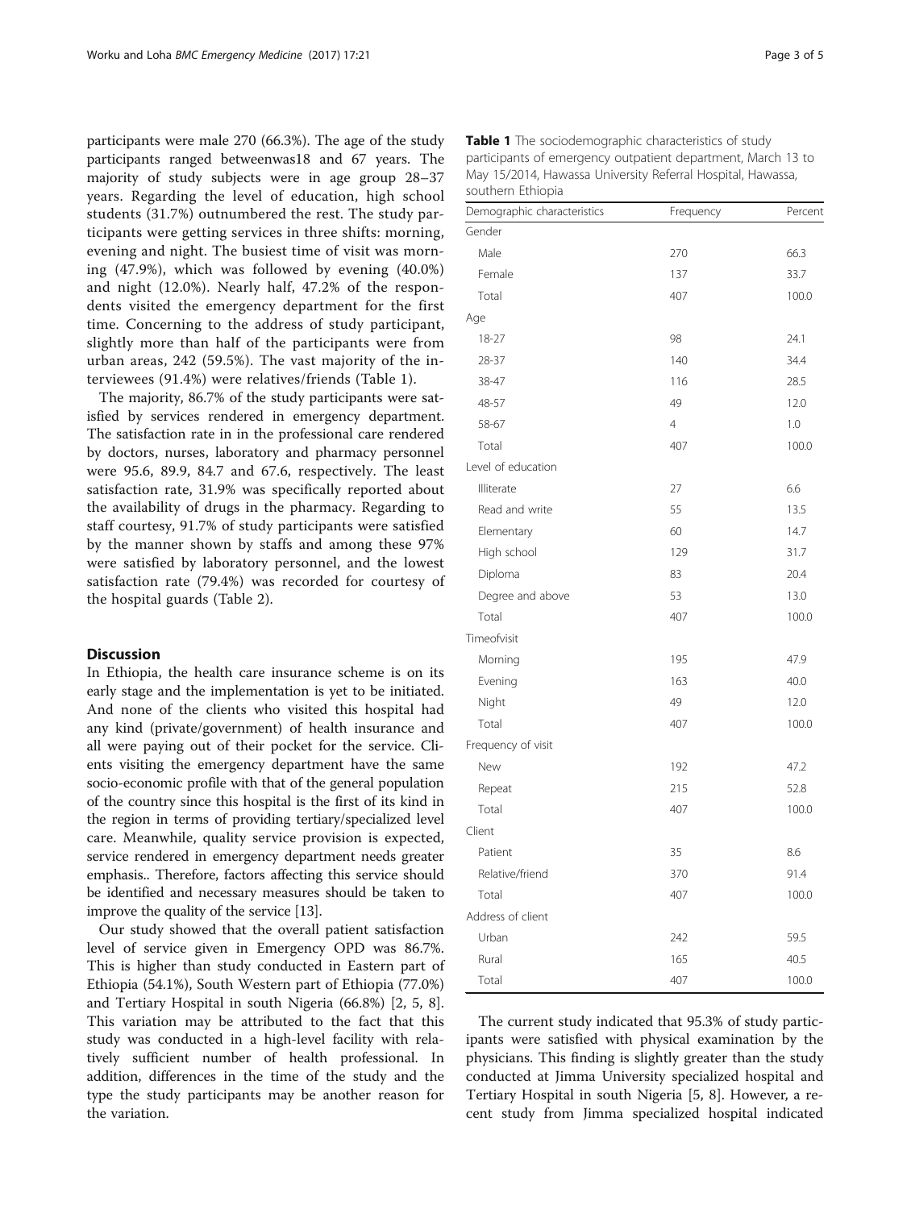participants were male 270 (66.3%). The age of the study participants ranged betweenwas18 and 67 years. The majority of study subjects were in age group 28–37 years. Regarding the level of education, high school students (31.7%) outnumbered the rest. The study participants were getting services in three shifts: morning, evening and night. The busiest time of visit was morning (47.9%), which was followed by evening (40.0%) and night (12.0%). Nearly half, 47.2% of the respondents visited the emergency department for the first time. Concerning to the address of study participant, slightly more than half of the participants were from urban areas, 242 (59.5%). The vast majority of the interviewees (91.4%) were relatives/friends (Table 1).

The majority, 86.7% of the study participants were satisfied by services rendered in emergency department. The satisfaction rate in in the professional care rendered by doctors, nurses, laboratory and pharmacy personnel were 95.6, 89.9, 84.7 and 67.6, respectively. The least satisfaction rate, 31.9% was specifically reported about the availability of drugs in the pharmacy. Regarding to staff courtesy, 91.7% of study participants were satisfied by the manner shown by staffs and among these 97% were satisfied by laboratory personnel, and the lowest satisfaction rate (79.4%) was recorded for courtesy of the hospital guards (Table 2).

## Discussion

In Ethiopia, the health care insurance scheme is on its early stage and the implementation is yet to be initiated. And none of the clients who visited this hospital had any kind (private/government) of health insurance and all were paying out of their pocket for the service. Clients visiting the emergency department have the same socio-economic profile with that of the general population of the country since this hospital is the first of its kind in the region in terms of providing tertiary/specialized level care. Meanwhile, quality service provision is expected, service rendered in emergency department needs greater emphasis.. Therefore, factors affecting this service should be identified and necessary measures should be taken to improve the quality of the service [13].

Our study showed that the overall patient satisfaction level of service given in Emergency OPD was 86.7%. This is higher than study conducted in Eastern part of Ethiopia (54.1%), South Western part of Ethiopia (77.0%) and Tertiary Hospital in south Nigeria (66.8%) [2, 5, 8]. This variation may be attributed to the fact that this study was conducted in a high-level facility with relatively sufficient number of health professional. In addition, differences in the time of the study and the type the study participants may be another reason for the variation.

**Table 1** The sociodemographic characteristics of study participants of emergency outpatient department, March 13 to May 15/2014, Hawassa University Referral Hospital, Hawassa, southern Ethiopia

| Demographic characteristics | Frequency | Percent |
|---|---|---|
| Gender | | |
| Male | 270 | 66.3 |
| Female | 137 | 33.7 |
| Total | 407 | 100.0 |
| Age | | |
| 18-27 | 98 | 24.1 |
| 28-37 | 140 | 34.4 |
| 38-47 | 116 | 28.5 |
| 48-57 | 49 | 12.0 |
| 58-67 | 4 | 1.0 |
| Total | 407 | 100.0 |
| Level of education | | |
| Illiterate | 27 | 6.6 |
| Read and write | 55 | 13.5 |
| Elementary | 60 | 14.7 |
| High school | 129 | 31.7 |
| Diploma | 83 | 20.4 |
| Degree and above | 53 | 13.0 |
| Total | 407 | 100.0 |
| Timeofvisit | | |
| Morning | 195 | 47.9 |
| Evening | 163 | 40.0 |
| Night | 49 | 12.0 |
| Total | 407 | 100.0 |
| Frequency of visit | | |
| New | 192 | 47.2 |
| Repeat | 215 | 52.8 |
| Total | 407 | 100.0 |
| Client | | |
| Patient | 35 | 8.6 |
| Relative/friend | 370 | 91.4 |
| Total | 407 | 100.0 |
| Address of client | | |
| Urban | 242 | 59.5 |
| Rural | 165 | 40.5 |
| Total | 407 | 100.0 |

The current study indicated that 95.3% of study participants were satisfied with physical examination by the physicians. This finding is slightly greater than the study conducted at Jimma University specialized hospital and Tertiary Hospital in south Nigeria [5, 8]. However, a recent study from Jimma specialized hospital indicated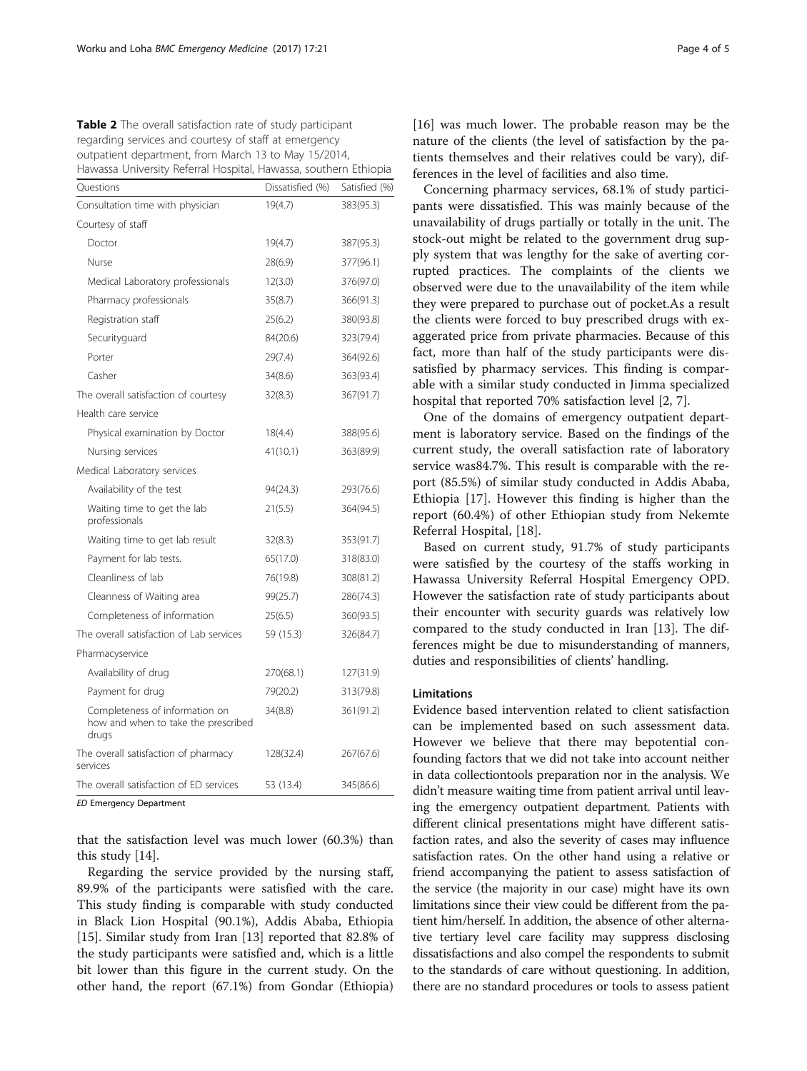**Table 2** The overall satisfaction rate of study participant regarding services and courtesy of staff at emergency outpatient department, from March 13 to May 15/2014, Hawassa University Referral Hospital, Hawassa, southern Ethiopia

| Questions | Dissatisfied (%) | Satisfied (%) |
|---|---|---|
| Consultation time with physician | 19(4.7) | 383(95.3) |
| Courtesy of staff | | |
| Doctor | 19(4.7) | 387(95.3) |
| Nurse | 28(6.9) | 377(96.1) |
| Medical Laboratory professionals | 12(3.0) | 376(97.0) |
| Pharmacy professionals | 35(8.7) | 366(91.3) |
| Registration staff | 25(6.2) | 380(93.8) |
| Securityguard | 84(20.6) | 323(79.4) |
| Porter | 29(7.4) | 364(92.6) |
| Casher | 34(8.6) | 363(93.4) |
| The overall satisfaction of courtesy | 32(8.3) | 367(91.7) |
| Health care service | | |
| Physical examination by Doctor | 18(4.4) | 388(95.6) |
| Nursing services | 41(10.1) | 363(89.9) |
| Medical Laboratory services | | |
| Availability of the test | 94(24.3) | 293(76.6) |
| Waiting time to get the lab professionals | 21(5.5) | 364(94.5) |
| Waiting time to get lab result | 32(8.3) | 353(91.7) |
| Payment for lab tests. | 65(17.0) | 318(83.0) |
| Cleanliness of lab | 76(19.8) | 308(81.2) |
| Cleanness of Waiting area | 99(25.7) | 286(74.3) |
| Completeness of information | 25(6.5) | 360(93.5) |
| The overall satisfaction of Lab services | 59 (15.3) | 326(84.7) |
| Pharmacyservice | | |
| Availability of drug | 270(68.1) | 127(31.9) |
| Payment for drug | 79(20.2) | 313(79.8) |
| Completeness of information on how and when to take the prescribed drugs | 34(8.8) | 361(91.2) |
| The overall satisfaction of pharmacy services | 128(32.4) | 267(67.6) |
| The overall satisfaction of ED services | 53 (13.4) | 345(86.6) |

*ED* Emergency Department

that the satisfaction level was much lower (60.3%) than this study [14].

Regarding the service provided by the nursing staff, 89.9% of the participants were satisfied with the care. This study finding is comparable with study conducted in Black Lion Hospital (90.1%), Addis Ababa, Ethiopia [15]. Similar study from Iran [13] reported that 82.8% of the study participants were satisfied and, which is a little bit lower than this figure in the current study. On the other hand, the report (67.1%) from Gondar (Ethiopia) [16] was much lower. The probable reason may be the nature of the clients (the level of satisfaction by the patients themselves and their relatives could be vary), differences in the level of facilities and also time.

Concerning pharmacy services, 68.1% of study participants were dissatisfied. This was mainly because of the unavailability of drugs partially or totally in the unit. The stock-out might be related to the government drug supply system that was lengthy for the sake of averting corrupted practices. The complaints of the clients we observed were due to the unavailability of the item while they were prepared to purchase out of pocket.As a result the clients were forced to buy prescribed drugs with exaggerated price from private pharmacies. Because of this fact, more than half of the study participants were dissatisfied by pharmacy services. This finding is comparable with a similar study conducted in Jimma specialized hospital that reported 70% satisfaction level [2, 7].

One of the domains of emergency outpatient department is laboratory service. Based on the findings of the current study, the overall satisfaction rate of laboratory service was84.7%. This result is comparable with the report (85.5%) of similar study conducted in Addis Ababa, Ethiopia [17]. However this finding is higher than the report (60.4%) of other Ethiopian study from Nekemte Referral Hospital, [18].

Based on current study, 91.7% of study participants were satisfied by the courtesy of the staffs working in Hawassa University Referral Hospital Emergency OPD. However the satisfaction rate of study participants about their encounter with security guards was relatively low compared to the study conducted in Iran [13]. The differences might be due to misunderstanding of manners, duties and responsibilities of clients' handling.

## Limitations

Evidence based intervention related to client satisfaction can be implemented based on such assessment data. However we believe that there may bepotential confounding factors that we did not take into account neither in data collectiontools preparation nor in the analysis. We didn't measure waiting time from patient arrival until leaving the emergency outpatient department. Patients with different clinical presentations might have different satisfaction rates, and also the severity of cases may influence satisfaction rates. On the other hand using a relative or friend accompanying the patient to assess satisfaction of the service (the majority in our case) might have its own limitations since their view could be different from the patient him/herself. In addition, the absence of other alternative tertiary level care facility may suppress disclosing dissatisfactions and also compel the respondents to submit to the standards of care without questioning. In addition, there are no standard procedures or tools to assess patient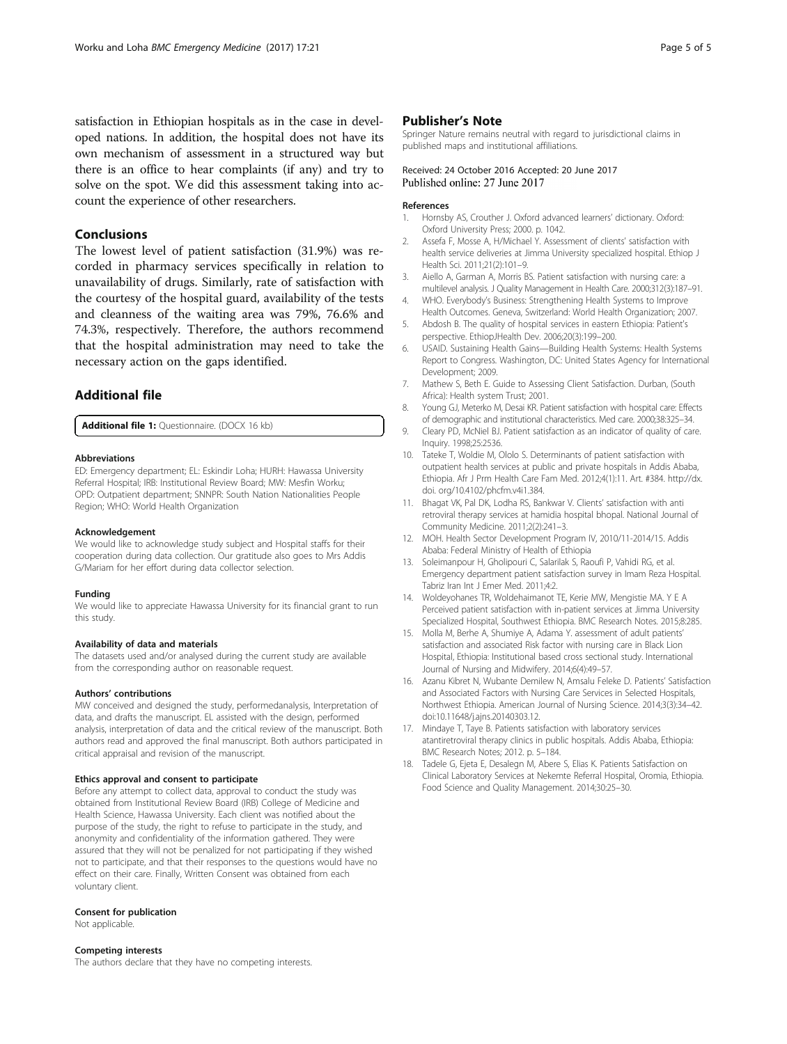satisfaction in Ethiopian hospitals as in the case in developed nations. In addition, the hospital does not have its own mechanism of assessment in a structured way but there is an office to hear complaints (if any) and try to solve on the spot. We did this assessment taking into account the experience of other researchers.

## Conclusions

The lowest level of patient satisfaction (31.9%) was recorded in pharmacy services specifically in relation to unavailability of drugs. Similarly, rate of satisfaction with the courtesy of the hospital guard, availability of the tests and cleanness of the waiting area was 79%, 76.6% and 74.3%, respectively. Therefore, the authors recommend that the hospital administration may need to take the necessary action on the gaps identified.

## Additional file

**Additional file 1:** Questionnaire. (DOCX 16 kb)

#### Abbreviations

ED: Emergency department; EL: Eskindir Loha; HURH: Hawassa University Referral Hospital; IRB: Institutional Review Board; MW: Mesfin Worku; OPD: Outpatient department; SNNPR: South Nation Nationalities People Region; WHO: World Health Organization

#### Acknowledgement

We would like to acknowledge study subject and Hospital staffs for their cooperation during data collection. Our gratitude also goes to Mrs Addis G/Mariam for her effort during data collector selection.

#### Funding

We would like to appreciate Hawassa University for its financial grant to run this study.

#### Availability of data and materials

The datasets used and/or analysed during the current study are available from the corresponding author on reasonable request.

#### Authors' contributions

MW conceived and designed the study, performedanalysis, Interpretation of data, and drafts the manuscript. EL assisted with the design, performed analysis, interpretation of data and the critical review of the manuscript. Both authors read and approved the final manuscript. Both authors participated in critical appraisal and revision of the manuscript.

#### Ethics approval and consent to participate

Before any attempt to collect data, approval to conduct the study was obtained from Institutional Review Board (IRB) College of Medicine and Health Science, Hawassa University. Each client was notified about the purpose of the study, the right to refuse to participate in the study, and anonymity and confidentiality of the information gathered. They were assured that they will not be penalized for not participating if they wished not to participate, and that their responses to the questions would have no effect on their care. Finally, Written Consent was obtained from each voluntary client.

#### Consent for publication

Not applicable.

#### Competing interests

The authors declare that they have no competing interests.

## Publisher's Note

Springer Nature remains neutral with regard to jurisdictional claims in published maps and institutional affiliations.

Received: 24 October 2016 Accepted: 20 June 2017
Published online: 27 June 2017

#### References

1. Hornsby AS, Crouther J. Oxford advanced learners' dictionary. Oxford: Oxford University Press; 2000. p. 1042.
2. Assefa F, Mosse A, H/Michael Y. Assessment of clients' satisfaction with health service deliveries at Jimma University specialized hospital. Ethiop J Health Sci. 2011;21(2):101–9.
3. Aiello A, Garman A, Morris BS. Patient satisfaction with nursing care: a multilevel analysis. J Quality Management in Health Care. 2000;312(3):187–91.
4. WHO. Everybody's Business: Strengthening Health Systems to Improve Health Outcomes. Geneva, Switzerland: World Health Organization; 2007.
5. Abdosh B. The quality of hospital services in eastern Ethiopia: Patient's perspective. EthiopJHealth Dev. 2006;20(3):199–200.
6. USAID. Sustaining Health Gains—Building Health Systems: Health Systems Report to Congress. Washington, DC: United States Agency for International Development; 2009.
7. Mathew S, Beth E. Guide to Assessing Client Satisfaction. Durban, (South Africa): Health system Trust; 2001.
8. Young GJ, Meterko M, Desai KR. Patient satisfaction with hospital care: Effects of demographic and institutional characteristics. Med care. 2000;38:325–34.
9. Cleary PD, McNiel BJ. Patient satisfaction as an indicator of quality of care. Inquiry. 1998;25:2536.
10. Tateke T, Woldie M, Ololo S. Determinants of patient satisfaction with outpatient health services at public and private hospitals in Addis Ababa, Ethiopia. Afr J Prm Health Care Fam Med. 2012;4(1):11. Art. #384. http://dx.doi. org/10.4102/phcfm.v4i1.384.
11. Bhagat VK, Pal DK, Lodha RS, Bankwar V. Clients' satisfaction with anti retroviral therapy services at hamidia hospital bhopal. National Journal of Community Medicine. 2011;2(2):241–3.
12. MOH. Health Sector Development Program IV, 2010/11-2014/15. Addis Ababa: Federal Ministry of Health of Ethiopia
13. Soleimanpour H, Gholipouri C, Salarilak S, Raoufi P, Vahidi RG, et al. Emergency department patient satisfaction survey in Imam Reza Hospital. Tabriz Iran Int J Emer Med. 2011;4:2.
14. Woldeyohanes TR, Woldehaimanot TE, Kerie MW, Mengistie MA. Y E A Perceived patient satisfaction with in-patient services at Jimma University Specialized Hospital, Southwest Ethiopia. BMC Research Notes. 2015;8:285.
15. Molla M, Berhe A, Shumiye A, Adama Y. assessment of adult patients' satisfaction and associated Risk factor with nursing care in Black Lion Hospital, Ethiopia: Institutional based cross sectional study. International Journal of Nursing and Midwifery. 2014;6(4):49–57.
16. Azanu Kibret N, Wubante Demilew N, Amsalu Feleke D. Patients' Satisfaction and Associated Factors with Nursing Care Services in Selected Hospitals, Northwest Ethiopia. American Journal of Nursing Science. 2014;3(3):34–42. doi:10.11648/j.ajns.20140303.12.
17. Mindaye T, Taye B. Patients satisfaction with laboratory services atantiretroviral therapy clinics in public hospitals. Addis Ababa, Ethiopia: BMC Research Notes; 2012. p. 5–184.
18. Tadele G, Ejeta E, Desalegn M, Abere S, Elias K. Patients Satisfaction on Clinical Laboratory Services at Nekemte Referral Hospital, Oromia, Ethiopia. Food Science and Quality Management. 2014;30:25–30.